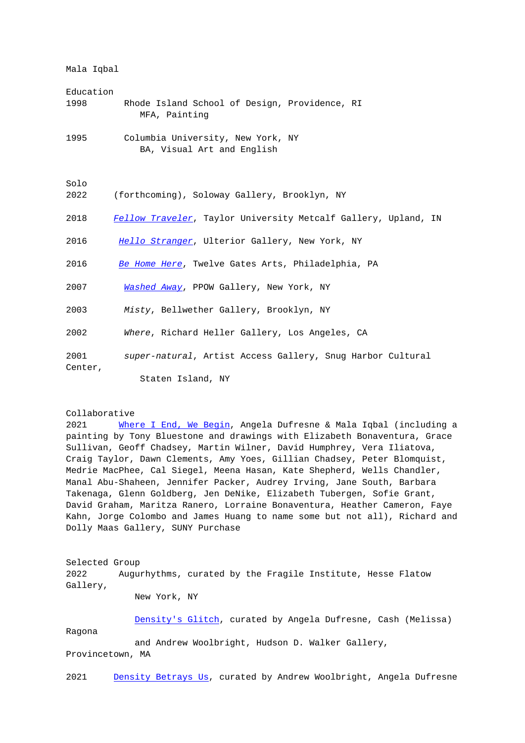Mala Iqbal

## Education

1998 Rhode Island School of Design, Providence, RI
MFA, Painting

1995 Columbia University, New York, NY
BA, Visual Art and English

## Solo

2022 (forthcoming), Soloway Gallery, Brooklyn, NY

2018 *Fellow Traveler*, Taylor University Metcalf Gallery, Upland, IN

2016 *Hello Stranger*, Ulterior Gallery, New York, NY

2016 *Be Home Here*, Twelve Gates Arts, Philadelphia, PA

2007 *Washed Away*, PPOW Gallery, New York, NY

2003 *Misty*, Bellwether Gallery, Brooklyn, NY

2002 *Where*, Richard Heller Gallery, Los Angeles, CA

2001 *super-natural*, Artist Access Gallery, Snug Harbor Cultural Center,
Staten Island, NY

## Collaborative

2021 Where I End, We Begin, Angela Dufresne & Mala Iqbal (including a painting by Tony Bluestone and drawings with Elizabeth Bonaventura, Grace Sullivan, Geoff Chadsey, Martin Wilner, David Humphrey, Vera Iliatova, Craig Taylor, Dawn Clements, Amy Yoes, Gillian Chadsey, Peter Blomquist, Medrie MacPhee, Cal Siegel, Meena Hasan, Kate Shepherd, Wells Chandler, Manal Abu-Shaheen, Jennifer Packer, Audrey Irving, Jane South, Barbara Takenaga, Glenn Goldberg, Jen DeNike, Elizabeth Tubergen, Sofie Grant, David Graham, Maritza Ranero, Lorraine Bonaventura, Heather Cameron, Faye Kahn, Jorge Colombo and James Huang to name some but not all), Richard and Dolly Maas Gallery, SUNY Purchase

## Selected Group

2022 Augurhythms, curated by the Fragile Institute, Hesse Flatow Gallery,
New York, NY

Density's Glitch, curated by Angela Dufresne, Cash (Melissa) Ragona
and Andrew Woolbright, Hudson D. Walker Gallery, Provincetown, MA

2021 Density Betrays Us, curated by Andrew Woolbright, Angela Dufresne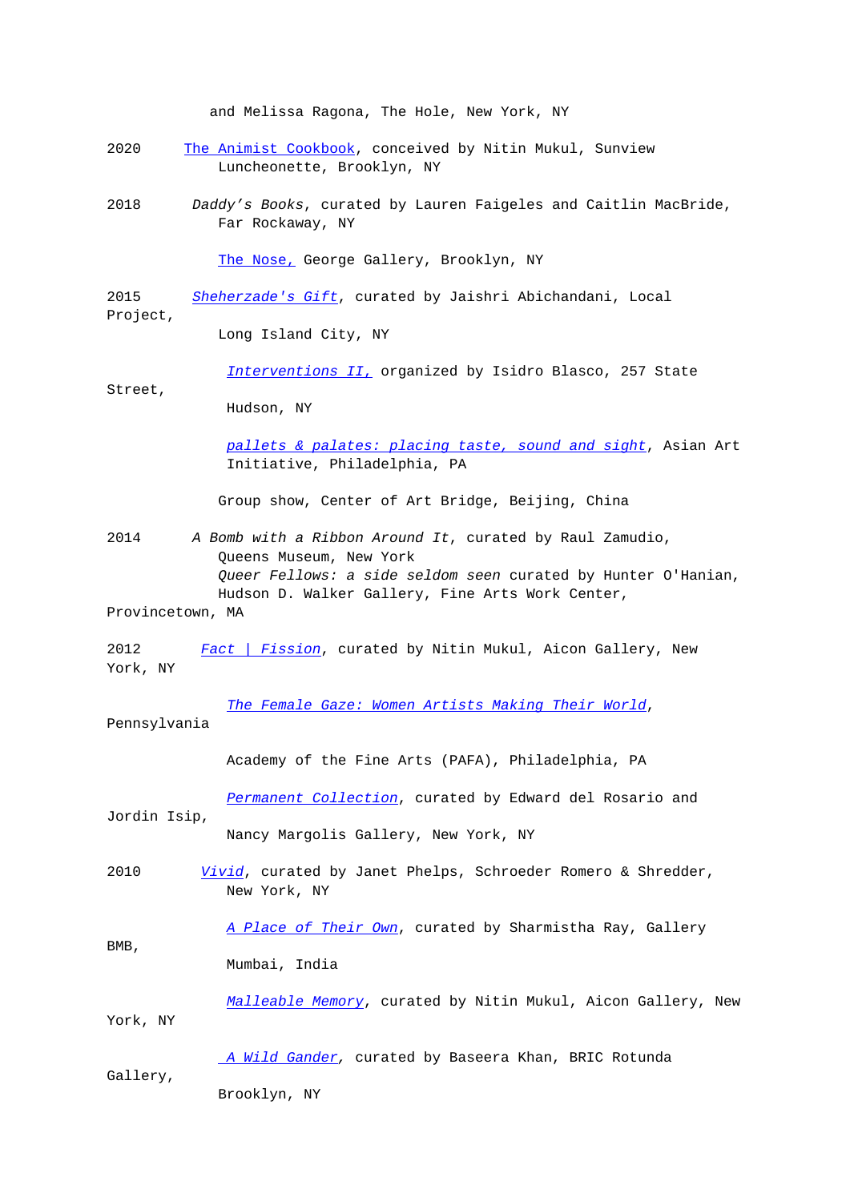and Melissa Ragona, The Hole, New York, NY

2020 The Animist Cookbook, conceived by Nitin Mukul, Sunview Luncheonette, Brooklyn, NY

2018 *Daddy's Books*, curated by Lauren Faigeles and Caitlin MacBride, Far Rockaway, NY

The Nose, George Gallery, Brooklyn, NY

2015 *Sheherzade's Gift*, curated by Jaishri Abichandani, Local Project, Long Island City, NY

*Interventions II,* organized by Isidro Blasco, 257 State Street, Hudson, NY

*pallets & palates: placing taste, sound and sight*, Asian Art Initiative, Philadelphia, PA

Group show, Center of Art Bridge, Beijing, China

2014 *A Bomb with a Ribbon Around It*, curated by Raul Zamudio, Queens Museum, New York

*Queer Fellows: a side seldom seen* curated by Hunter O'Hanian, Hudson D. Walker Gallery, Fine Arts Work Center, Provincetown, MA

2012 *Fact | Fission*, curated by Nitin Mukul, Aicon Gallery, New York, NY

*The Female Gaze: Women Artists Making Their World*, Pennsylvania Academy of the Fine Arts (PAFA), Philadelphia, PA

*Permanent Collection*, curated by Edward del Rosario and Jordin Isip, Nancy Margolis Gallery, New York, NY

2010 *Vivid*, curated by Janet Phelps, Schroeder Romero & Shredder, New York, NY

*A Place of Their Own*, curated by Sharmistha Ray, Gallery BMB, Mumbai, India

*Malleable Memory*, curated by Nitin Mukul, Aicon Gallery, New York, NY

*A Wild Gander*, curated by Baseera Khan, BRIC Rotunda Gallery, Brooklyn, NY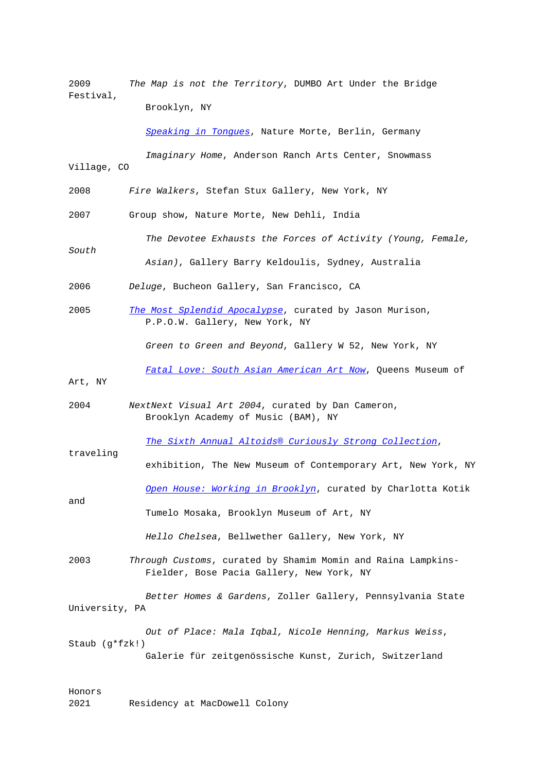2009 *The Map is not the Territory*, DUMBO Art Under the Bridge Festival, Brooklyn, NY

*Speaking in Tongues*, Nature Morte, Berlin, Germany

*Imaginary Home*, Anderson Ranch Arts Center, Snowmass Village, CO

2008 *Fire Walkers*, Stefan Stux Gallery, New York, NY

2007 Group show, Nature Morte, New Dehli, India

*The Devotee Exhausts the Forces of Activity (Young, Female, South Asian)*, Gallery Barry Keldoulis, Sydney, Australia

2006 *Deluge*, Bucheon Gallery, San Francisco, CA

2005 *The Most Splendid Apocalypse*, curated by Jason Murison, P.P.O.W. Gallery, New York, NY

*Green to Green and Beyond*, Gallery W 52, New York, NY

*Fatal Love: South Asian American Art Now*, Queens Museum of Art, NY

2004 *NextNext Visual Art 2004*, curated by Dan Cameron, Brooklyn Academy of Music (BAM), NY

*The Sixth Annual Altoids® Curiously Strong Collection*, traveling exhibition, The New Museum of Contemporary Art, New York, NY

*Open House: Working in Brooklyn*, curated by Charlotta Kotik and Tumelo Mosaka, Brooklyn Museum of Art, NY

*Hello Chelsea*, Bellwether Gallery, New York, NY

2003 *Through Customs*, curated by Shamim Momin and Raina Lampkins-Fielder, Bose Pacia Gallery, New York, NY

*Better Homes & Gardens*, Zoller Gallery, Pennsylvania State University, PA

*Out of Place: Mala Iqbal, Nicole Henning, Markus Weiss, Staub (g*fzk!)* Galerie für zeitgenössische Kunst, Zurich, Switzerland

Honors

2021 Residency at MacDowell Colony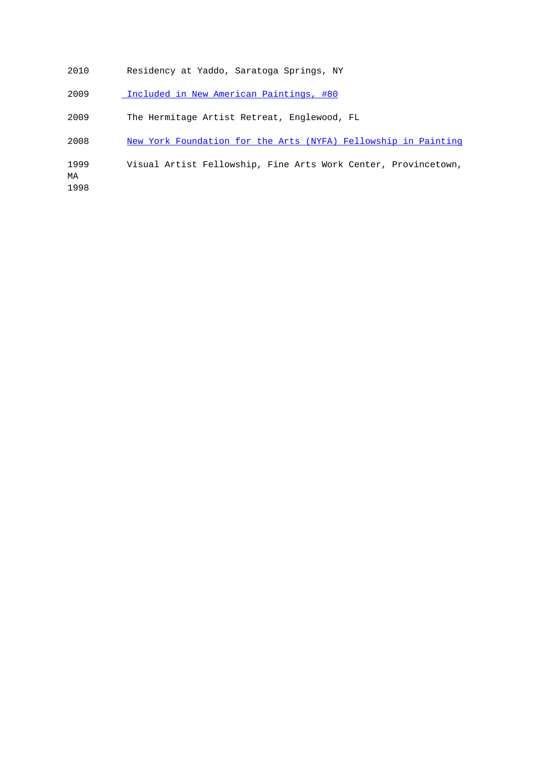2010 Residency at Yaddo, Saratoga Springs, NY

2009 Included in New American Paintings, #80

2009 The Hermitage Artist Retreat, Englewood, FL

2008 New York Foundation for the Arts (NYFA) Fellowship in Painting

1999 Visual Artist Fellowship, Fine Arts Work Center, Provincetown, MA
1998